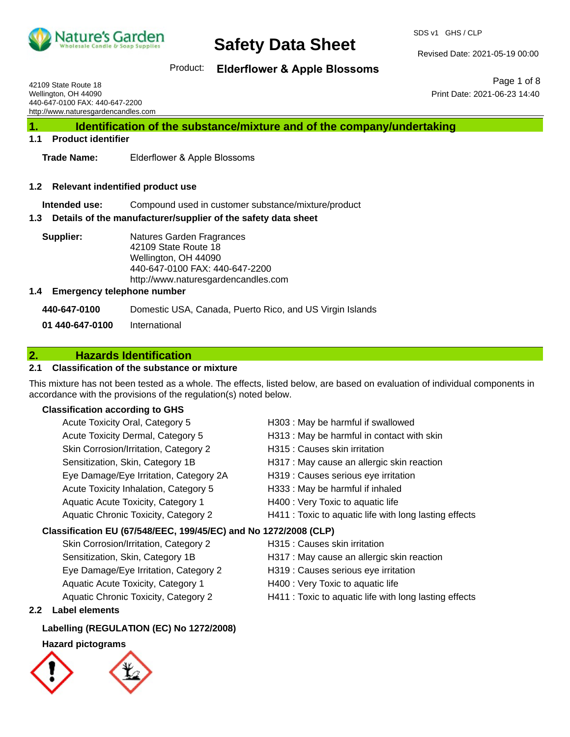# Safety Data Sheet

SDS v1 GHS / CLP

Revised Date: 2021-05-19 00:00

Product: **Elderflower & Apple Blossoms**

42109 State Route 18
Wellington, OH 44090
440-647-0100 FAX: 440-647-2200
http://www.naturesgardencandles.com

Print Date: 2021-06-23 14:40

## 1. Identification of the substance/mixture and of the company/undertaking

### 1.1 Product identifier

**Trade Name:** Elderflower & Apple Blossoms

### 1.2 Relevant identified product use

**Intended use:** Compound used in customer substance/mixture/product

### 1.3 Details of the manufacturer/supplier of the safety data sheet

**Supplier:** Natures Garden Fragrances
42109 State Route 18
Wellington, OH 44090
440-647-0100 FAX: 440-647-2200
http://www.naturesgardencandles.com

### 1.4 Emergency telephone number

| | |
|---|---|
| **440-647-0100** | Domestic USA, Canada, Puerto Rico, and US Virgin Islands |
| **01 440-647-0100** | International |

## 2. Hazards Identification

### 2.1 Classification of the substance or mixture

This mixture has not been tested as a whole. The effects, listed below, are based on evaluation of individual components in accordance with the provisions of the regulation(s) noted below.

**Classification according to GHS**

| | |
|---|---|
| Acute Toxicity Oral, Category 5 | H303 : May be harmful if swallowed |
| Acute Toxicity Dermal, Category 5 | H313 : May be harmful in contact with skin |
| Skin Corrosion/Irritation, Category 2 | H315 : Causes skin irritation |
| Sensitization, Skin, Category 1B | H317 : May cause an allergic skin reaction |
| Eye Damage/Eye Irritation, Category 2A | H319 : Causes serious eye irritation |
| Acute Toxicity Inhalation, Category 5 | H333 : May be harmful if inhaled |
| Aquatic Acute Toxicity, Category 1 | H400 : Very Toxic to aquatic life |
| Aquatic Chronic Toxicity, Category 2 | H411 : Toxic to aquatic life with long lasting effects |

**Classification EU (67/548/EEC, 199/45/EC) and No 1272/2008 (CLP)**

| | |
|---|---|
| Skin Corrosion/Irritation, Category 2 | H315 : Causes skin irritation |
| Sensitization, Skin, Category 1B | H317 : May cause an allergic skin reaction |
| Eye Damage/Eye Irritation, Category 2 | H319 : Causes serious eye irritation |
| Aquatic Acute Toxicity, Category 1 | H400 : Very Toxic to aquatic life |
| Aquatic Chronic Toxicity, Category 2 | H411 : Toxic to aquatic life with long lasting effects |

### 2.2 Label elements

**Labelling (REGULATION (EC) No 1272/2008)**

**Hazard pictograms**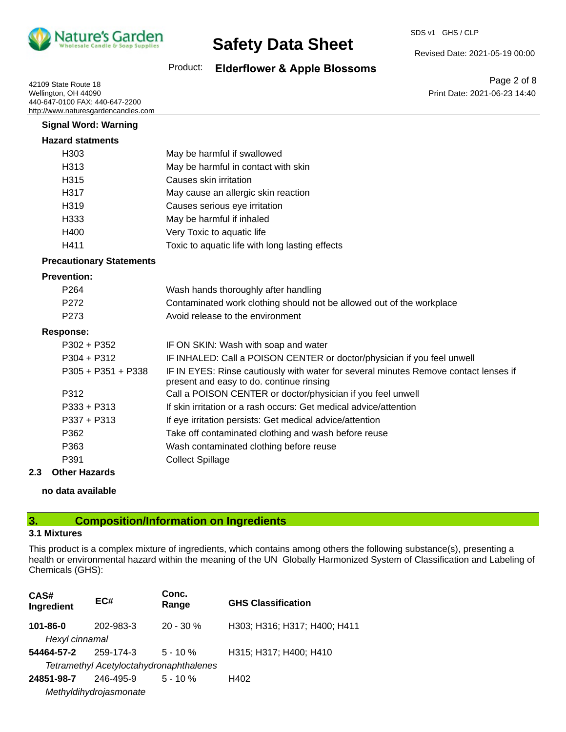**Signal Word: Warning**

**Hazard statments**

| | |
|---|---|
| H303 | May be harmful if swallowed |
| H313 | May be harmful in contact with skin |
| H315 | Causes skin irritation |
| H317 | May cause an allergic skin reaction |
| H319 | Causes serious eye irritation |
| H333 | May be harmful if inhaled |
| H400 | Very Toxic to aquatic life |
| H411 | Toxic to aquatic life with long lasting effects |

**Precautionary Statements**

**Prevention:**

| | |
|---|---|
| P264 | Wash hands thoroughly after handling |
| P272 | Contaminated work clothing should not be allowed out of the workplace |
| P273 | Avoid release to the environment |

**Response:**

| | |
|---|---|
| P302 + P352 | IF ON SKIN: Wash with soap and water |
| P304 + P312 | IF INHALED: Call a POISON CENTER or doctor/physician if you feel unwell |
| P305 + P351 + P338 | IF IN EYES: Rinse cautiously with water for several minutes Remove contact lenses if present and easy to do. continue rinsing |
| P312 | Call a POISON CENTER or doctor/physician if you feel unwell |
| P333 + P313 | If skin irritation or a rash occurs: Get medical advice/attention |
| P337 + P313 | If eye irritation persists: Get medical advice/attention |
| P362 | Take off contaminated clothing and wash before reuse |
| P363 | Wash contaminated clothing before reuse |
| P391 | Collect Spillage |

### 2.3 Other Hazards

**no data available**

## 3. Composition/Information on Ingredients

### 3.1 Mixtures

This product is a complex mixture of ingredients, which contains among others the following substance(s), presenting a health or environmental hazard within the meaning of the UN Globally Harmonized System of Classification and Labeling of Chemicals (GHS):

| CAS# Ingredient | EC# | Conc. Range | GHS Classification |
|---|---|---|---|
| **101-86-0** *Hexyl cinnamal* | 202-983-3 | 20 - 30 % | H303; H316; H317; H400; H411 |
| **54464-57-2** *Tetramethyl Acetyloctahydronaphthalenes* | 259-174-3 | 5 - 10 % | H315; H317; H400; H410 |
| **24851-98-7** *Methyldihydrojasmonate* | 246-495-9 | 5 - 10 % | H402 |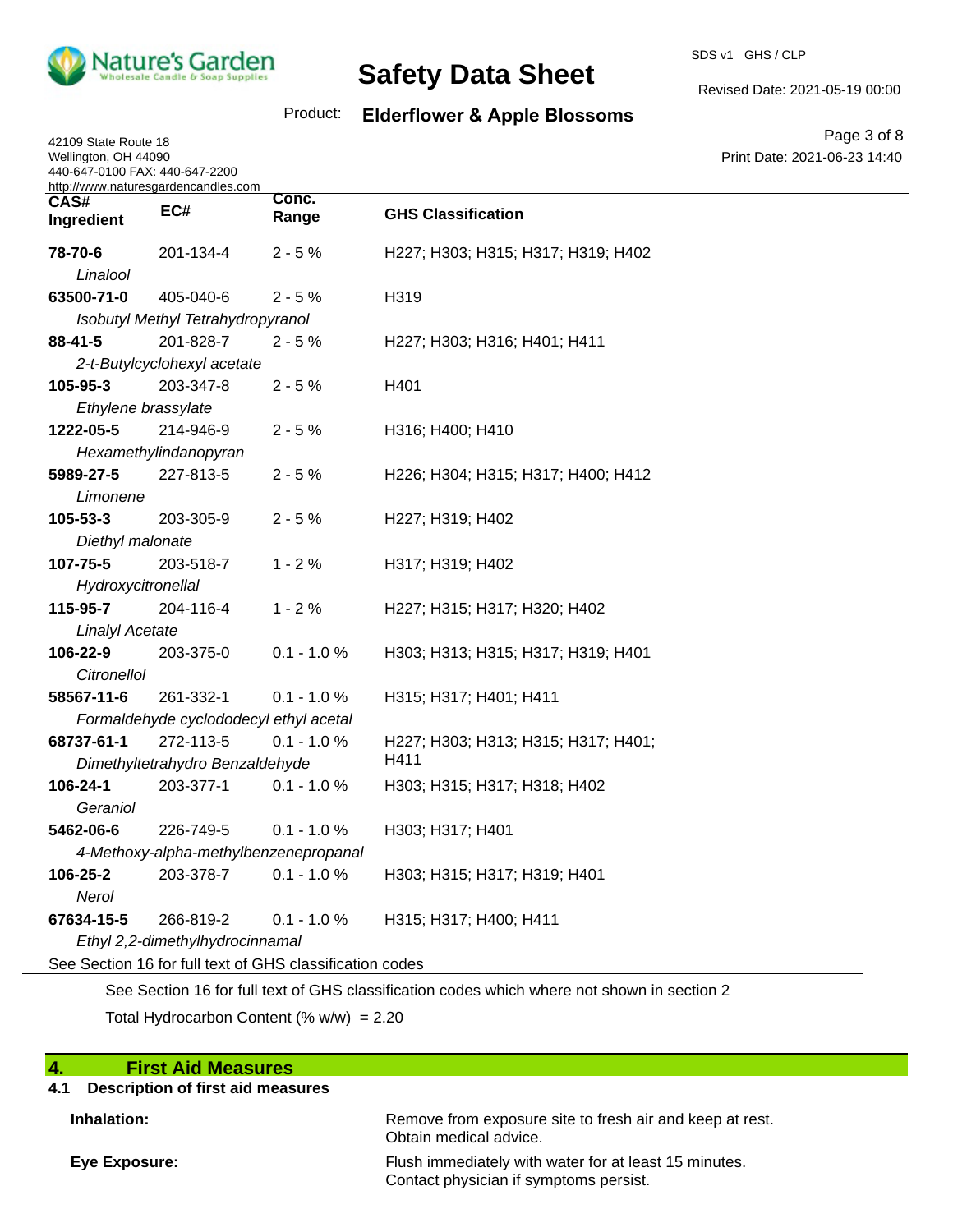| CAS# Ingredient | EC# | Conc. Range | GHS Classification |
|---|---|---|---|
| **78-70-6** *Linalool* | 201-134-4 | 2 - 5 % | H227; H303; H315; H317; H319; H402 |
| **63500-71-0** *Isobutyl Methyl Tetrahydropyranol* | 405-040-6 | 2 - 5 % | H319 |
| **88-41-5** *2-t-Butylcyclohexyl acetate* | 201-828-7 | 2 - 5 % | H227; H303; H316; H401; H411 |
| **105-95-3** *Ethylene brassylate* | 203-347-8 | 2 - 5 % | H401 |
| **1222-05-5** *Hexamethylindanopyran* | 214-946-9 | 2 - 5 % | H316; H400; H410 |
| **5989-27-5** *Limonene* | 227-813-5 | 2 - 5 % | H226; H304; H315; H317; H400; H412 |
| **105-53-3** *Diethyl malonate* | 203-305-9 | 2 - 5 % | H227; H319; H402 |
| **107-75-5** *Hydroxycitronellal* | 203-518-7 | 1 - 2 % | H317; H319; H402 |
| **115-95-7** *Linalyl Acetate* | 204-116-4 | 1 - 2 % | H227; H315; H317; H320; H402 |
| **106-22-9** *Citronellol* | 203-375-0 | 0.1 - 1.0 % | H303; H313; H315; H317; H319; H401 |
| **58567-11-6** *Formaldehyde cyclododecyl ethyl acetal* | 261-332-1 | 0.1 - 1.0 % | H315; H317; H401; H411 |
| **68737-61-1** *Dimethyltetrahydro Benzaldehyde* | 272-113-5 | 0.1 - 1.0 % | H227; H303; H313; H315; H317; H401; H411 |
| **106-24-1** *Geraniol* | 203-377-1 | 0.1 - 1.0 % | H303; H315; H317; H318; H402 |
| **5462-06-6** *4-Methoxy-alpha-methylbenzenepropanal* | 226-749-5 | 0.1 - 1.0 % | H303; H317; H401 |
| **106-25-2** *Nerol* | 203-378-7 | 0.1 - 1.0 % | H303; H315; H317; H319; H401 |
| **67634-15-5** *Ethyl 2,2-dimethylhydrocinnamal* | 266-819-2 | 0.1 - 1.0 % | H315; H317; H400; H411 |

See Section 16 for full text of GHS classification codes

See Section 16 for full text of GHS classification codes which where not shown in section 2

Total Hydrocarbon Content (% w/w) = 2.20

## 4. First Aid Measures

### 4.1 Description of first aid measures

**Inhalation:** Remove from exposure site to fresh air and keep at rest. Obtain medical advice.

**Eye Exposure:** Flush immediately with water for at least 15 minutes. Contact physician if symptoms persist.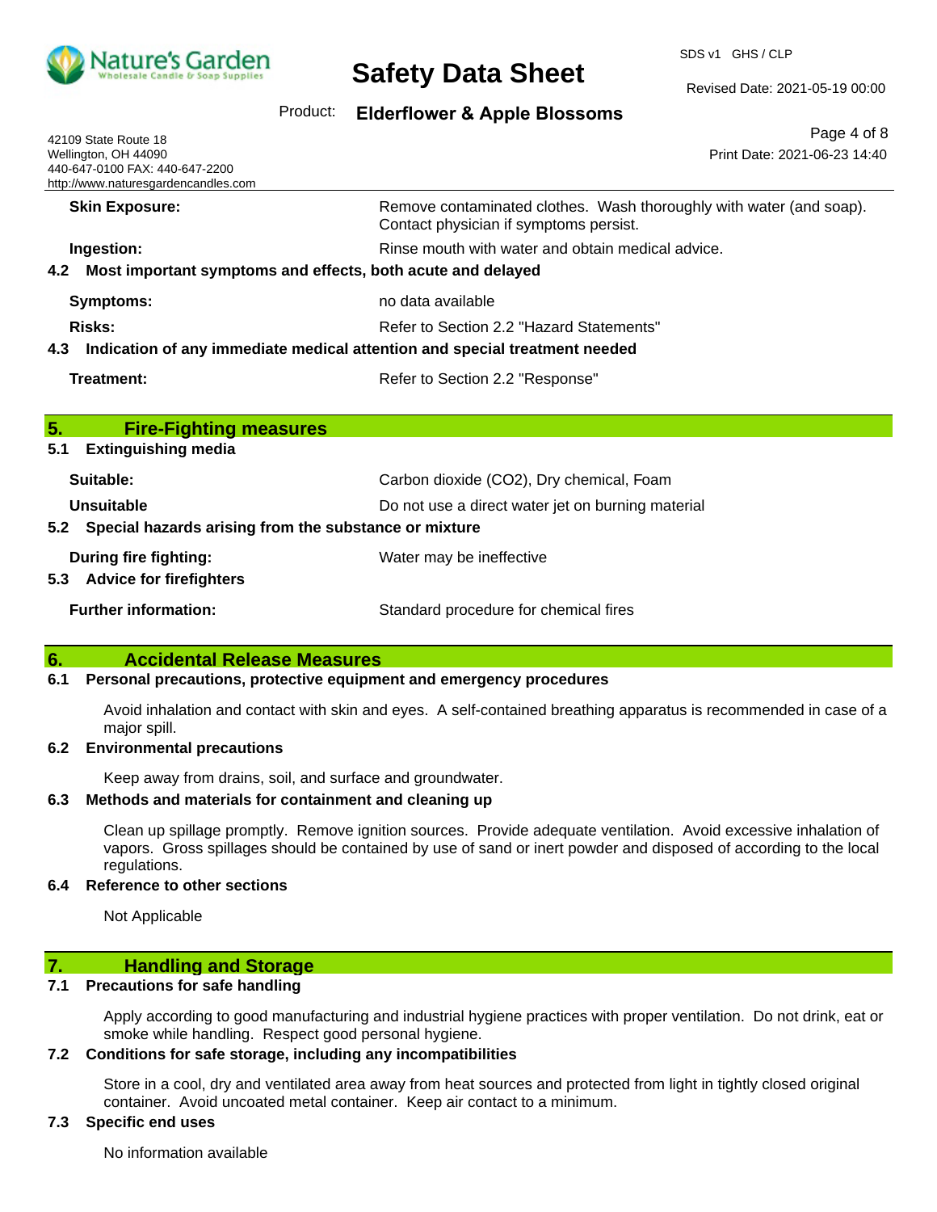| | |
|---|---|
| **Skin Exposure:** | Remove contaminated clothes. Wash thoroughly with water (and soap). Contact physician if symptoms persist. |
| **Ingestion:** | Rinse mouth with water and obtain medical advice. |

### 4.2 Most important symptoms and effects, both acute and delayed

| | |
|---|---|
| **Symptoms:** | no data available |
| **Risks:** | Refer to Section 2.2 "Hazard Statements" |

### 4.3 Indication of any immediate medical attention and special treatment needed

| | |
|---|---|
| **Treatment:** | Refer to Section 2.2 "Response" |

## 5. Fire-Fighting measures

### 5.1 Extinguishing media

| | |
|---|---|
| **Suitable:** | Carbon dioxide ($CO_2$), Dry chemical, Foam |
| **Unsuitable** | Do not use a direct water jet on burning material |

### 5.2 Special hazards arising from the substance or mixture

| | |
|---|---|
| **During fire fighting:** | Water may be ineffective |

### 5.3 Advice for firefighters

| | |
|---|---|
| **Further information:** | Standard procedure for chemical fires |

## 6. Accidental Release Measures

### 6.1 Personal precautions, protective equipment and emergency procedures

Avoid inhalation and contact with skin and eyes. A self-contained breathing apparatus is recommended in case of a major spill.

### 6.2 Environmental precautions

Keep away from drains, soil, and surface and groundwater.

### 6.3 Methods and materials for containment and cleaning up

Clean up spillage promptly. Remove ignition sources. Provide adequate ventilation. Avoid excessive inhalation of vapors. Gross spillages should be contained by use of sand or inert powder and disposed of according to the local regulations.

### 6.4 Reference to other sections

Not Applicable

## 7. Handling and Storage

### 7.1 Precautions for safe handling

Apply according to good manufacturing and industrial hygiene practices with proper ventilation. Do not drink, eat or smoke while handling. Respect good personal hygiene.

### 7.2 Conditions for safe storage, including any incompatibilities

Store in a cool, dry and ventilated area away from heat sources and protected from light in tightly closed original container. Avoid uncoated metal container. Keep air contact to a minimum.

### 7.3 Specific end uses

No information available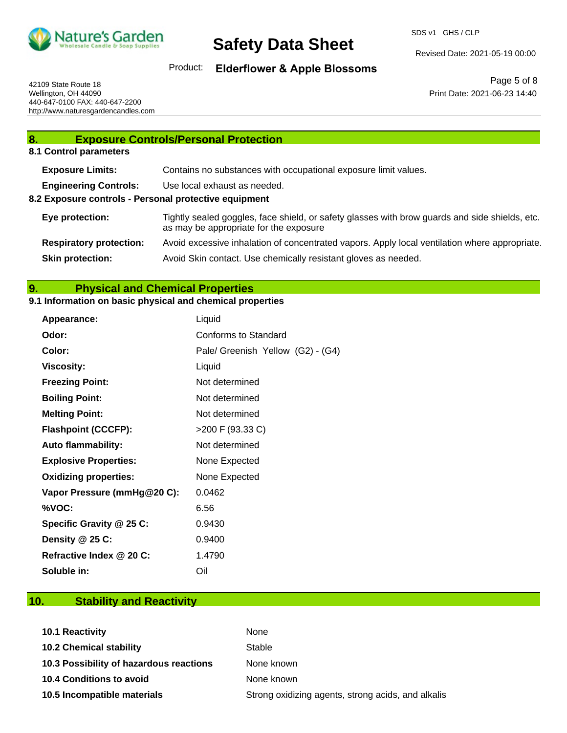## 8. Exposure Controls/Personal Protection

### 8.1 Control parameters

| | |
|---|---|
| **Exposure Limits:** | Contains no substances with occupational exposure limit values. |
| **Engineering Controls:** | Use local exhaust as needed. |

### 8.2 Exposure controls - Personal protective equipment

| | |
|---|---|
| **Eye protection:** | Tightly sealed goggles, face shield, or safety glasses with brow guards and side shields, etc. as may be appropriate for the exposure |
| **Respiratory protection:** | Avoid excessive inhalation of concentrated vapors. Apply local ventilation where appropriate. |
| **Skin protection:** | Avoid Skin contact. Use chemically resistant gloves as needed. |

## 9. Physical and Chemical Properties

### 9.1 Information on basic physical and chemical properties

| | |
|---|---|
| **Appearance:** | Liquid |
| **Odor:** | Conforms to Standard |
| **Color:** | Pale/ Greenish Yellow (G2) - (G4) |
| **Viscosity:** | Liquid |
| **Freezing Point:** | Not determined |
| **Boiling Point:** | Not determined |
| **Melting Point:** | Not determined |
| **Flashpoint (CCCFP):** | >200 F (93.33 C) |
| **Auto flammability:** | Not determined |
| **Explosive Properties:** | None Expected |
| **Oxidizing properties:** | None Expected |
| **Vapor Pressure (mmHg@20 C):** | 0.0462 |
| **%VOC:** | 6.56 |
| **Specific Gravity @ 25 C:** | 0.9430 |
| **Density @ 25 C:** | 0.9400 |
| **Refractive Index @ 20 C:** | 1.4790 |
| **Soluble in:** | Oil |

## 10. Stability and Reactivity

| | |
|---|---|
| **10.1 Reactivity** | None |
| **10.2 Chemical stability** | Stable |
| **10.3 Possibility of hazardous reactions** | None known |
| **10.4 Conditions to avoid** | None known |
| **10.5 Incompatible materials** | Strong oxidizing agents, strong acids, and alkalis |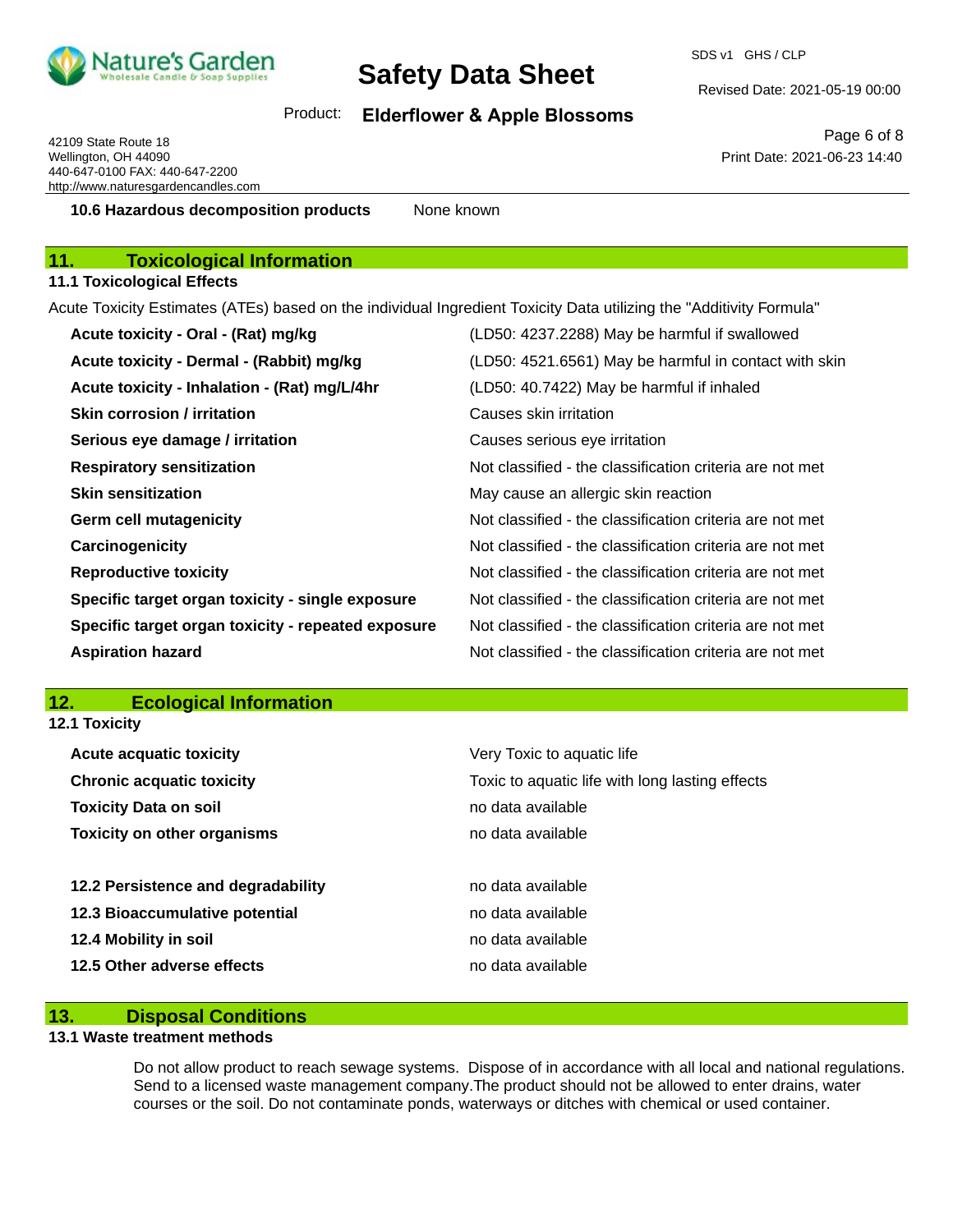**10.6 Hazardous decomposition products** None known

## 11. Toxicological Information

### 11.1 Toxicological Effects

Acute Toxicity Estimates (ATEs) based on the individual Ingredient Toxicity Data utilizing the "Additivity Formula"

| | |
|---|---|
| **Acute toxicity - Oral - (Rat) mg/kg** | (LD50: 4237.2288) May be harmful if swallowed |
| **Acute toxicity - Dermal - (Rabbit) mg/kg** | (LD50: 4521.6561) May be harmful in contact with skin |
| **Acute toxicity - Inhalation - (Rat) mg/L/4hr** | (LD50: 40.7422) May be harmful if inhaled |
| **Skin corrosion / irritation** | Causes skin irritation |
| **Serious eye damage / irritation** | Causes serious eye irritation |
| **Respiratory sensitization** | Not classified - the classification criteria are not met |
| **Skin sensitization** | May cause an allergic skin reaction |
| **Germ cell mutagenicity** | Not classified - the classification criteria are not met |
| **Carcinogenicity** | Not classified - the classification criteria are not met |
| **Reproductive toxicity** | Not classified - the classification criteria are not met |
| **Specific target organ toxicity - single exposure** | Not classified - the classification criteria are not met |
| **Specific target organ toxicity - repeated exposure** | Not classified - the classification criteria are not met |
| **Aspiration hazard** | Not classified - the classification criteria are not met |

## 12. Ecological Information

### 12.1 Toxicity

| | |
|---|---|
| **Acute acquatic toxicity** | Very Toxic to aquatic life |
| **Chronic acquatic toxicity** | Toxic to aquatic life with long lasting effects |
| **Toxicity Data on soil** | no data available |
| **Toxicity on other organisms** | no data available |

| | |
|---|---|
| **12.2 Persistence and degradability** | no data available |
| **12.3 Bioaccumulative potential** | no data available |
| **12.4 Mobility in soil** | no data available |
| **12.5 Other adverse effects** | no data available |

## 13. Disposal Conditions

### 13.1 Waste treatment methods

Do not allow product to reach sewage systems. Dispose of in accordance with all local and national regulations. Send to a licensed waste management company.The product should not be allowed to enter drains, water courses or the soil. Do not contaminate ponds, waterways or ditches with chemical or used container.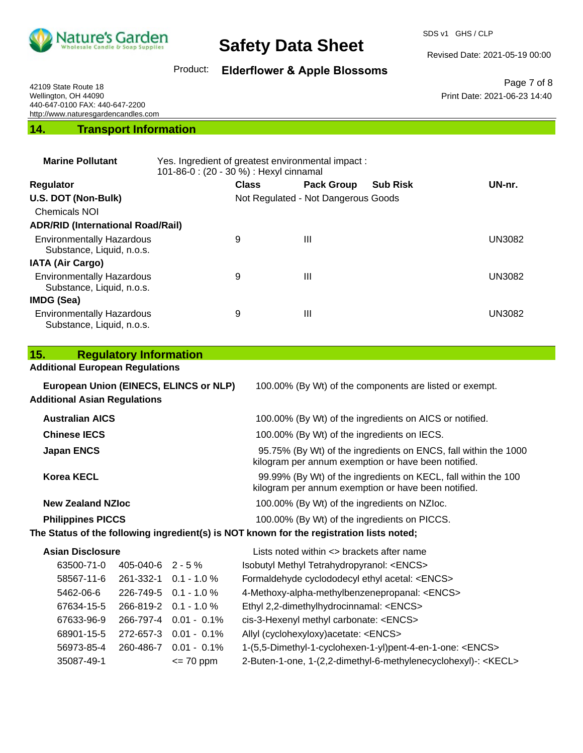## 14. Transport Information

**Marine Pollutant** Yes. Ingredient of greatest environmental impact :
101-86-0 : (20 - 30 %) : Hexyl cinnamal

| Regulator | Class | Pack Group | Sub Risk | UN-nr. |
|---|---|---|---|---|
| **U.S. DOT (Non-Bulk)** | Not Regulated - Not Dangerous Goods | | | |
| Chemicals NOI | | | | |
| **ADR/RID (International Road/Rail)** | | | | |
| Environmentally Hazardous Substance, Liquid, n.o.s. | 9 | III | | UN3082 |
| **IATA (Air Cargo)** | | | | |
| Environmentally Hazardous Substance, Liquid, n.o.s. | 9 | III | | UN3082 |
| **IMDG (Sea)** | | | | |
| Environmentally Hazardous Substance, Liquid, n.o.s. | 9 | III | | UN3082 |

## 15. Regulatory Information

**Additional European Regulations**

| | |
|---|---|
| **European Union (EINECS, ELINCS or NLP)** | 100.00% (By Wt) of the components are listed or exempt. |

**Additional Asian Regulations**

| | |
|---|---|
| **Australian AICS** | 100.00% (By Wt) of the ingredients on AICS or notified. |
| **Chinese IECS** | 100.00% (By Wt) of the ingredients on IECS. |
| **Japan ENCS** | 95.75% (By Wt) of the ingredients on ENCS, fall within the 1000 kilogram per annum exemption or have been notified. |
| **Korea KECL** | 99.99% (By Wt) of the ingredients on KECL, fall within the 100 kilogram per annum exemption or have been notified. |
| **New Zealand NZIoc** | 100.00% (By Wt) of the ingredients on NZIoc. |
| **Philippines PICCS** | 100.00% (By Wt) of the ingredients on PICCS. |

**The Status of the following ingredient(s) is NOT known for the registration lists noted;**

**Asian Disclosure** — Lists noted within <> brackets after name

| | | | |
|---|---|---|---|
| 63500-71-0 | 405-040-6 | 2 - 5 % | Isobutyl Methyl Tetrahydropyranol: <ENCS> |
| 58567-11-6 | 261-332-1 | 0.1 - 1.0 % | Formaldehyde cyclododecyl ethyl acetal: <ENCS> |
| 5462-06-6 | 226-749-5 | 0.1 - 1.0 % | 4-Methoxy-alpha-methylbenzenepropanal: <ENCS> |
| 67634-15-5 | 266-819-2 | 0.1 - 1.0 % | Ethyl 2,2-dimethylhydrocinnamal: <ENCS> |
| 67633-96-9 | 266-797-4 | 0.01 - 0.1% | cis-3-Hexenyl methyl carbonate: <ENCS> |
| 68901-15-5 | 272-657-3 | 0.01 - 0.1% | Allyl (cyclohexyloxy)acetate: <ENCS> |
| 56973-85-4 | 260-486-7 | 0.01 - 0.1% | 1-(5,5-Dimethyl-1-cyclohexen-1-yl)pent-4-en-1-one: <ENCS> |
| 35087-49-1 | | <= 70 ppm | 2-Buten-1-one, 1-(2,2-dimethyl-6-methylenecyclohexyl)-: <KECL> |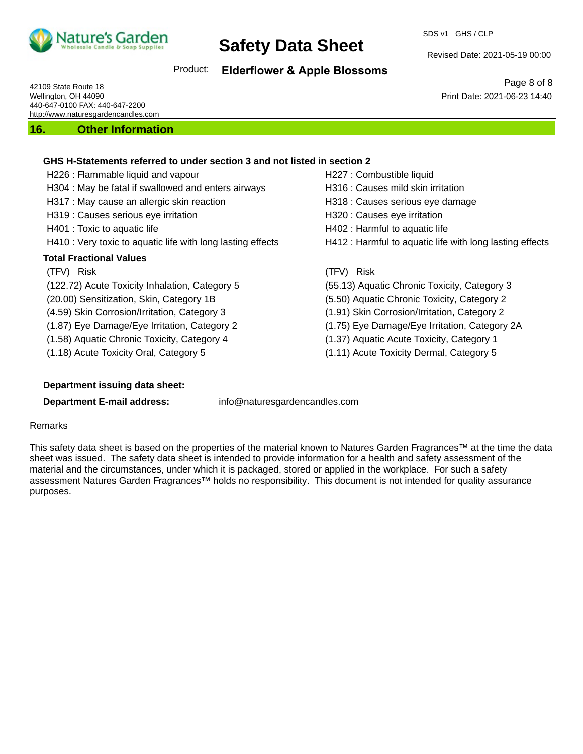## 16. Other Information

**GHS H-Statements referred to under section 3 and not listed in section 2**

H226 : Flammable liquid and vapour
H227 : Combustible liquid
H304 : May be fatal if swallowed and enters airways
H316 : Causes mild skin irritation
H317 : May cause an allergic skin reaction
H318 : Causes serious eye damage
H319 : Causes serious eye irritation
H320 : Causes eye irritation
H401 : Toxic to aquatic life
H402 : Harmful to aquatic life
H410 : Very toxic to aquatic life with long lasting effects
H412 : Harmful to aquatic life with long lasting effects

**Total Fractional Values**

| (TFV) | Risk | (TFV) | Risk |
|---|---|---|---|
| (122.72) | Acute Toxicity Inhalation, Category 5 | (55.13) | Aquatic Chronic Toxicity, Category 3 |
| (20.00) | Sensitization, Skin, Category 1B | (5.50) | Aquatic Chronic Toxicity, Category 2 |
| (4.59) | Skin Corrosion/Irritation, Category 3 | (1.91) | Skin Corrosion/Irritation, Category 2 |
| (1.87) | Eye Damage/Eye Irritation, Category 2 | (1.75) | Eye Damage/Eye Irritation, Category 2A |
| (1.58) | Aquatic Chronic Toxicity, Category 4 | (1.37) | Aquatic Acute Toxicity, Category 1 |
| (1.18) | Acute Toxicity Oral, Category 5 | (1.11) | Acute Toxicity Dermal, Category 5 |

**Department issuing data sheet:**

**Department E-mail address:** info@naturesgardencandles.com

Remarks

This safety data sheet is based on the properties of the material known to Natures Garden Fragrances™ at the time the data sheet was issued. The safety data sheet is intended to provide information for a health and safety assessment of the material and the circumstances, under which it is packaged, stored or applied in the workplace. For such a safety assessment Natures Garden Fragrances™ holds no responsibility. This document is not intended for quality assurance purposes.